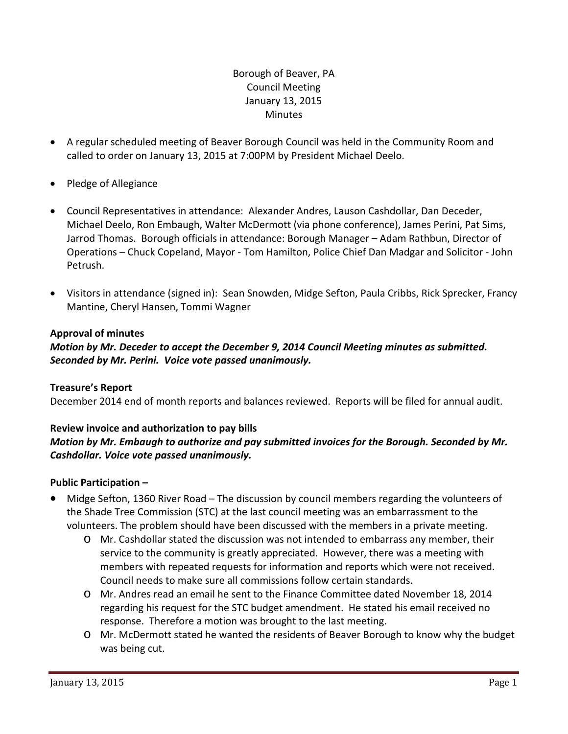Borough of Beaver, PA
Council Meeting
January 13, 2015
Minutes

- A regular scheduled meeting of Beaver Borough Council was held in the Community Room and called to order on January 13, 2015 at 7:00PM by President Michael Deelo.
- Pledge of Allegiance
- Council Representatives in attendance: Alexander Andres, Lauson Cashdollar, Dan Deceder, Michael Deelo, Ron Embaugh, Walter McDermott (via phone conference), James Perini, Pat Sims, Jarrod Thomas. Borough officials in attendance: Borough Manager – Adam Rathbun, Director of Operations – Chuck Copeland, Mayor - Tom Hamilton, Police Chief Dan Madgar and Solicitor - John Petrush.
- Visitors in attendance (signed in): Sean Snowden, Midge Sefton, Paula Cribbs, Rick Sprecker, Francy Mantine, Cheryl Hansen, Tommi Wagner

**Approval of minutes**

***Motion by Mr. Deceder to accept the December 9, 2014 Council Meeting minutes as submitted. Seconded by Mr. Perini. Voice vote passed unanimously.***

**Treasure's Report**

December 2014 end of month reports and balances reviewed. Reports will be filed for annual audit.

**Review invoice and authorization to pay bills**

***Motion by Mr. Embaugh to authorize and pay submitted invoices for the Borough. Seconded by Mr. Cashdollar. Voice vote passed unanimously.***

**Public Participation –**

- Midge Sefton, 1360 River Road – The discussion by council members regarding the volunteers of the Shade Tree Commission (STC) at the last council meeting was an embarrassment to the volunteers. The problem should have been discussed with the members in a private meeting.
  - Mr. Cashdollar stated the discussion was not intended to embarrass any member, their service to the community is greatly appreciated. However, there was a meeting with members with repeated requests for information and reports which were not received. Council needs to make sure all commissions follow certain standards.
  - Mr. Andres read an email he sent to the Finance Committee dated November 18, 2014 regarding his request for the STC budget amendment. He stated his email received no response. Therefore a motion was brought to the last meeting.
  - Mr. McDermott stated he wanted the residents of Beaver Borough to know why the budget was being cut.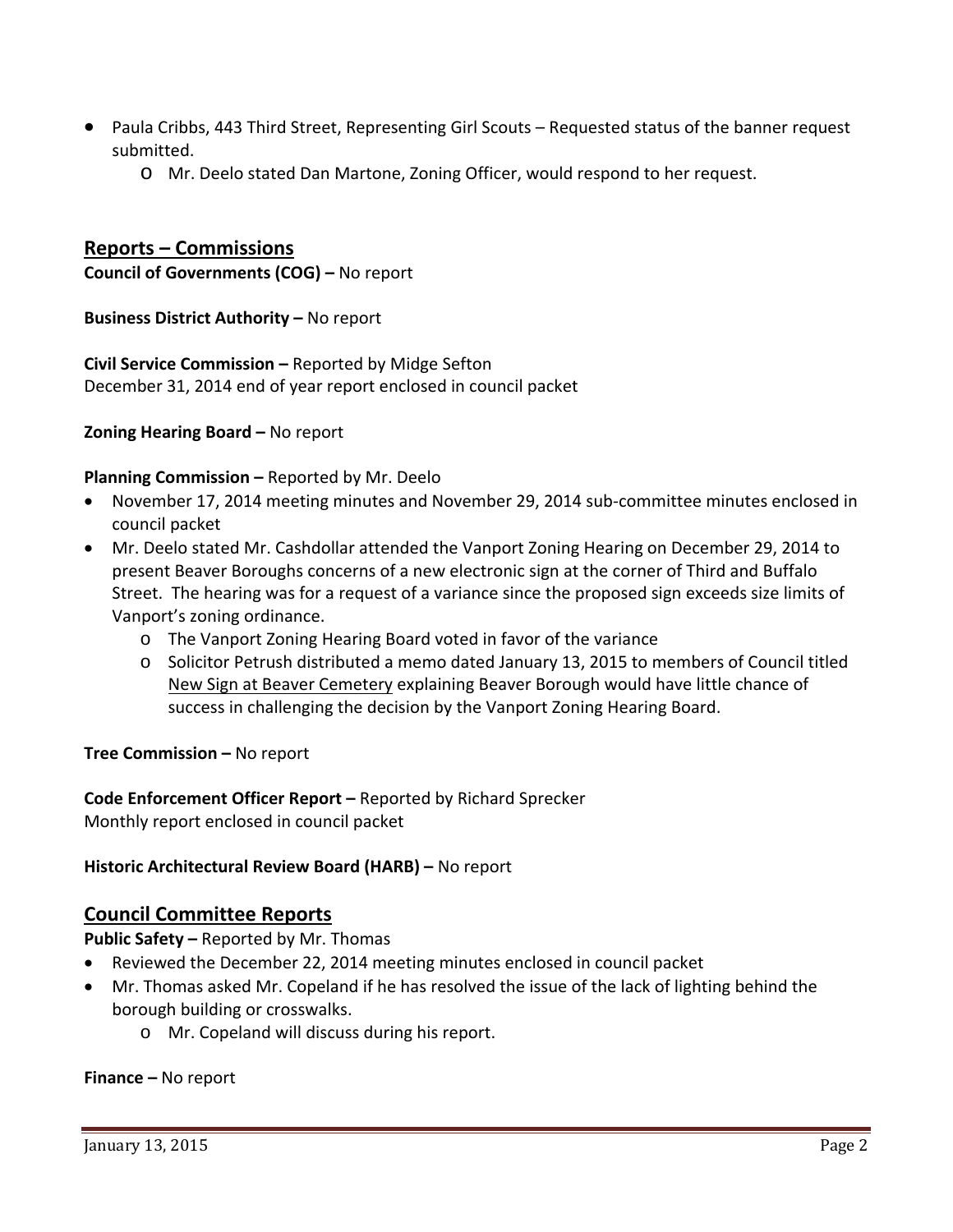- Paula Cribbs, 443 Third Street, Representing Girl Scouts – Requested status of the banner request submitted.
  - Mr. Deelo stated Dan Martone, Zoning Officer, would respond to her request.

## Reports – Commissions

**Council of Governments (COG) –** No report

**Business District Authority –** No report

**Civil Service Commission –** Reported by Midge Sefton
December 31, 2014 end of year report enclosed in council packet

**Zoning Hearing Board –** No report

**Planning Commission –** Reported by Mr. Deelo

- November 17, 2014 meeting minutes and November 29, 2014 sub-committee minutes enclosed in council packet
- Mr. Deelo stated Mr. Cashdollar attended the Vanport Zoning Hearing on December 29, 2014 to present Beaver Boroughs concerns of a new electronic sign at the corner of Third and Buffalo Street. The hearing was for a request of a variance since the proposed sign exceeds size limits of Vanport's zoning ordinance.
  - The Vanport Zoning Hearing Board voted in favor of the variance
  - Solicitor Petrush distributed a memo dated January 13, 2015 to members of Council titled New Sign at Beaver Cemetery explaining Beaver Borough would have little chance of success in challenging the decision by the Vanport Zoning Hearing Board.

**Tree Commission –** No report

**Code Enforcement Officer Report –** Reported by Richard Sprecker
Monthly report enclosed in council packet

**Historic Architectural Review Board (HARB) –** No report

## Council Committee Reports

**Public Safety –** Reported by Mr. Thomas

- Reviewed the December 22, 2014 meeting minutes enclosed in council packet
- Mr. Thomas asked Mr. Copeland if he has resolved the issue of the lack of lighting behind the borough building or crosswalks.
  - Mr. Copeland will discuss during his report.

**Finance –** No report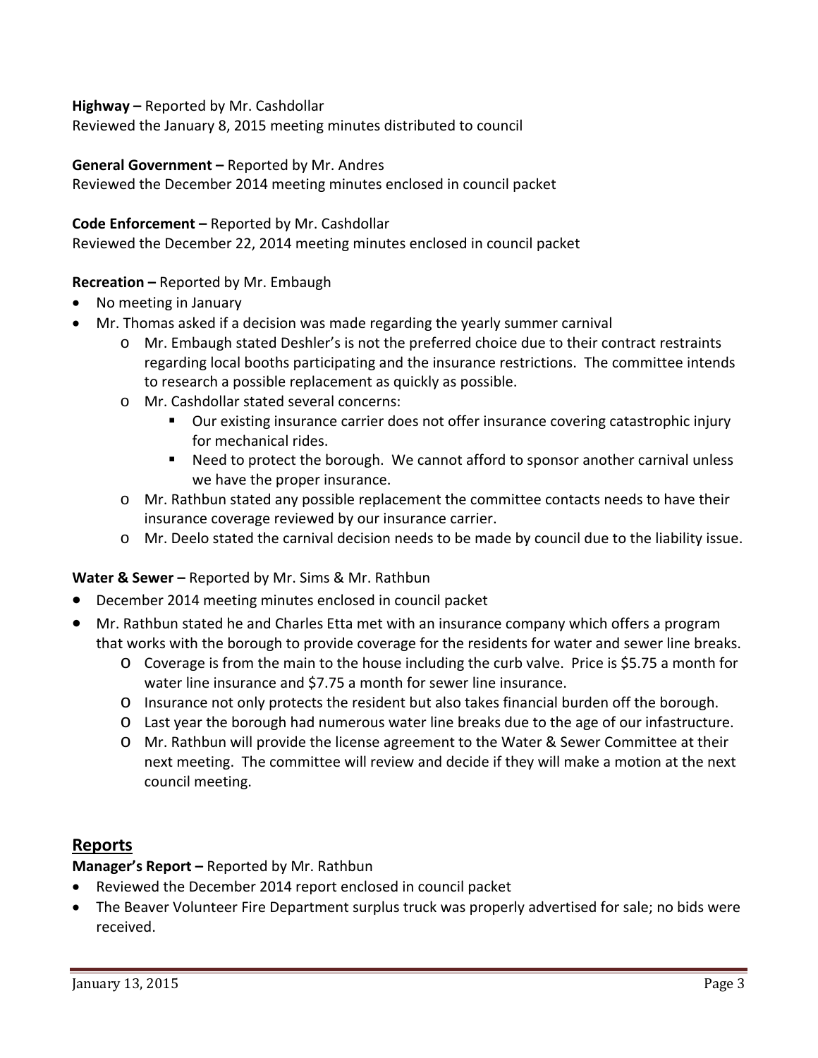**Highway –** Reported by Mr. Cashdollar
Reviewed the January 8, 2015 meeting minutes distributed to council

**General Government –** Reported by Mr. Andres
Reviewed the December 2014 meeting minutes enclosed in council packet

**Code Enforcement –** Reported by Mr. Cashdollar
Reviewed the December 22, 2014 meeting minutes enclosed in council packet

**Recreation –** Reported by Mr. Embaugh

- No meeting in January
- Mr. Thomas asked if a decision was made regarding the yearly summer carnival
  - Mr. Embaugh stated Deshler's is not the preferred choice due to their contract restraints regarding local booths participating and the insurance restrictions. The committee intends to research a possible replacement as quickly as possible.
  - Mr. Cashdollar stated several concerns:
    - Our existing insurance carrier does not offer insurance covering catastrophic injury for mechanical rides.
    - Need to protect the borough. We cannot afford to sponsor another carnival unless we have the proper insurance.
  - Mr. Rathbun stated any possible replacement the committee contacts needs to have their insurance coverage reviewed by our insurance carrier.
  - Mr. Deelo stated the carnival decision needs to be made by council due to the liability issue.

**Water & Sewer –** Reported by Mr. Sims & Mr. Rathbun

- December 2014 meeting minutes enclosed in council packet
- Mr. Rathbun stated he and Charles Etta met with an insurance company which offers a program that works with the borough to provide coverage for the residents for water and sewer line breaks.
  - Coverage is from the main to the house including the curb valve. Price is $5.75 a month for water line insurance and $7.75 a month for sewer line insurance.
  - Insurance not only protects the resident but also takes financial burden off the borough.
  - Last year the borough had numerous water line breaks due to the age of our infastructure.
  - Mr. Rathbun will provide the license agreement to the Water & Sewer Committee at their next meeting. The committee will review and decide if they will make a motion at the next council meeting.

## Reports

**Manager's Report –** Reported by Mr. Rathbun

- Reviewed the December 2014 report enclosed in council packet
- The Beaver Volunteer Fire Department surplus truck was properly advertised for sale; no bids were received.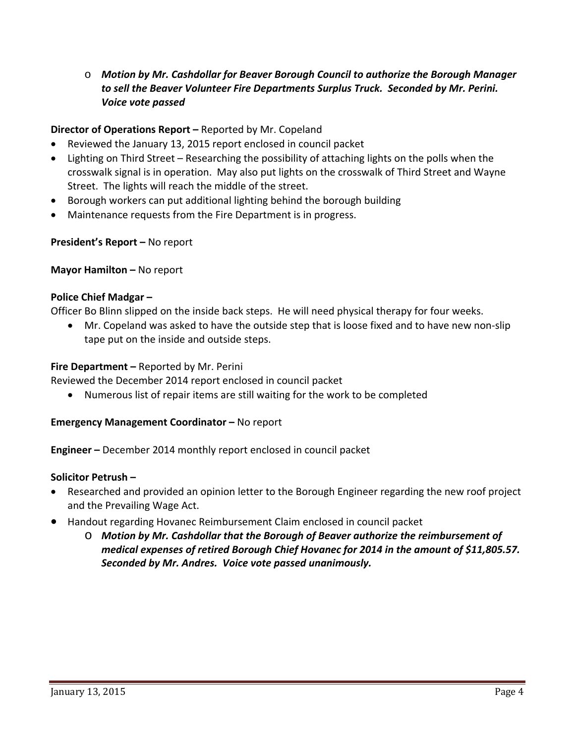- ***Motion by Mr. Cashdollar for Beaver Borough Council to authorize the Borough Manager to sell the Beaver Volunteer Fire Departments Surplus Truck. Seconded by Mr. Perini. Voice vote passed***

**Director of Operations Report –** Reported by Mr. Copeland

- Reviewed the January 13, 2015 report enclosed in council packet
- Lighting on Third Street – Researching the possibility of attaching lights on the polls when the crosswalk signal is in operation. May also put lights on the crosswalk of Third Street and Wayne Street. The lights will reach the middle of the street.
- Borough workers can put additional lighting behind the borough building
- Maintenance requests from the Fire Department is in progress.

**President's Report –** No report

**Mayor Hamilton –** No report

**Police Chief Madgar –**

Officer Bo Blinn slipped on the inside back steps. He will need physical therapy for four weeks.

- Mr. Copeland was asked to have the outside step that is loose fixed and to have new non-slip tape put on the inside and outside steps.

**Fire Department –** Reported by Mr. Perini

Reviewed the December 2014 report enclosed in council packet

- Numerous list of repair items are still waiting for the work to be completed

**Emergency Management Coordinator –** No report

**Engineer –** December 2014 monthly report enclosed in council packet

**Solicitor Petrush –**

- Researched and provided an opinion letter to the Borough Engineer regarding the new roof project and the Prevailing Wage Act.
- Handout regarding Hovanec Reimbursement Claim enclosed in council packet
  - ***Motion by Mr. Cashdollar that the Borough of Beaver authorize the reimbursement of medical expenses of retired Borough Chief Hovanec for 2014 in the amount of $11,805.57. Seconded by Mr. Andres. Voice vote passed unanimously.***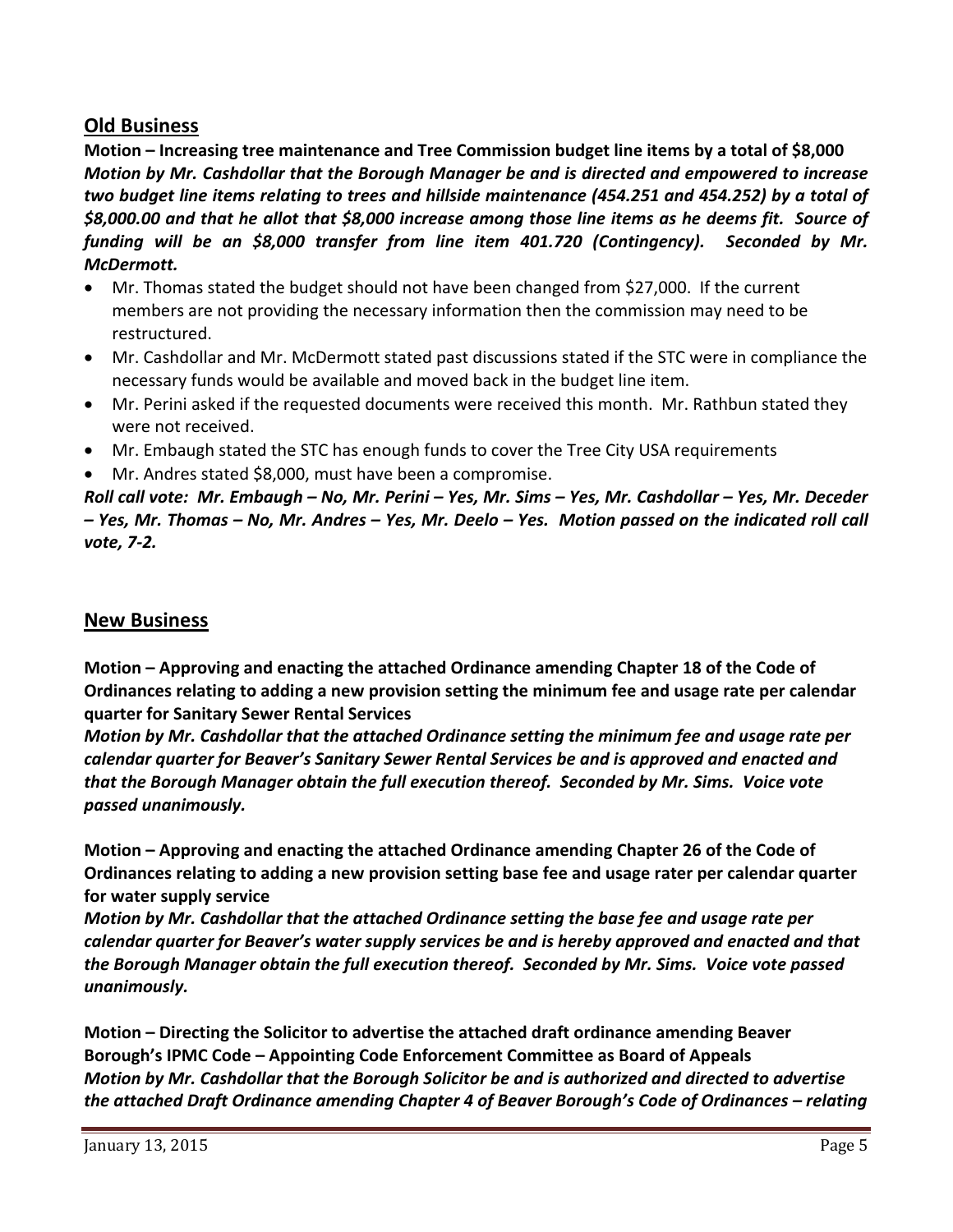## Old Business

**Motion – Increasing tree maintenance and Tree Commission budget line items by a total of $8,000**
***Motion by Mr. Cashdollar that the Borough Manager be and is directed and empowered to increase two budget line items relating to trees and hillside maintenance (454.251 and 454.252) by a total of $8,000.00 and that he allot that $8,000 increase among those line items as he deems fit. Source of funding will be an $8,000 transfer from line item 401.720 (Contingency). Seconded by Mr. McDermott.***

- Mr. Thomas stated the budget should not have been changed from $27,000. If the current members are not providing the necessary information then the commission may need to be restructured.
- Mr. Cashdollar and Mr. McDermott stated past discussions stated if the STC were in compliance the necessary funds would be available and moved back in the budget line item.
- Mr. Perini asked if the requested documents were received this month. Mr. Rathbun stated they were not received.
- Mr. Embaugh stated the STC has enough funds to cover the Tree City USA requirements
- Mr. Andres stated $8,000, must have been a compromise.

***Roll call vote: Mr. Embaugh – No, Mr. Perini – Yes, Mr. Sims – Yes, Mr. Cashdollar – Yes, Mr. Deceder – Yes, Mr. Thomas – No, Mr. Andres – Yes, Mr. Deelo – Yes. Motion passed on the indicated roll call vote, 7-2.***

## New Business

**Motion – Approving and enacting the attached Ordinance amending Chapter 18 of the Code of Ordinances relating to adding a new provision setting the minimum fee and usage rate per calendar quarter for Sanitary Sewer Rental Services**
***Motion by Mr. Cashdollar that the attached Ordinance setting the minimum fee and usage rate per calendar quarter for Beaver's Sanitary Sewer Rental Services be and is approved and enacted and that the Borough Manager obtain the full execution thereof. Seconded by Mr. Sims. Voice vote passed unanimously.***

**Motion – Approving and enacting the attached Ordinance amending Chapter 26 of the Code of Ordinances relating to adding a new provision setting base fee and usage rater per calendar quarter for water supply service**
***Motion by Mr. Cashdollar that the attached Ordinance setting the base fee and usage rate per calendar quarter for Beaver's water supply services be and is hereby approved and enacted and that the Borough Manager obtain the full execution thereof. Seconded by Mr. Sims. Voice vote passed unanimously.***

**Motion – Directing the Solicitor to advertise the attached draft ordinance amending Beaver Borough's IPMC Code – Appointing Code Enforcement Committee as Board of Appeals**
***Motion by Mr. Cashdollar that the Borough Solicitor be and is authorized and directed to advertise the attached Draft Ordinance amending Chapter 4 of Beaver Borough's Code of Ordinances – relating***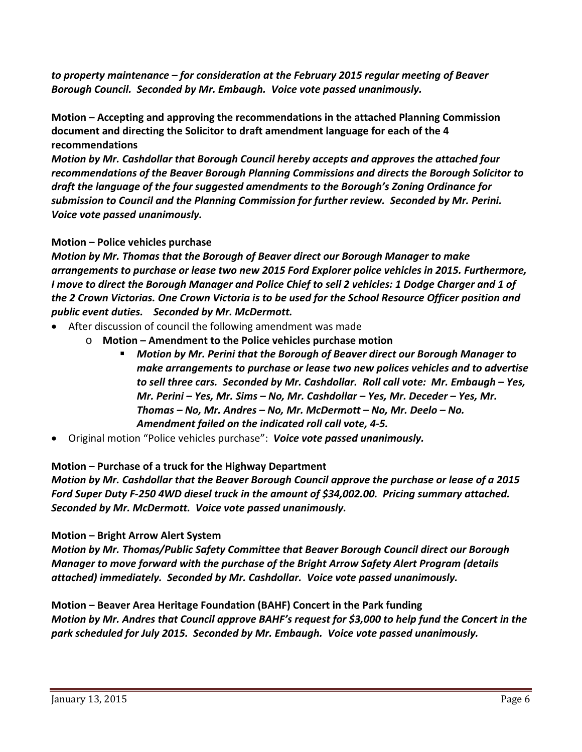***to property maintenance – for consideration at the February 2015 regular meeting of Beaver Borough Council. Seconded by Mr. Embaugh. Voice vote passed unanimously.***

**Motion – Accepting and approving the recommendations in the attached Planning Commission document and directing the Solicitor to draft amendment language for each of the 4 recommendations**

***Motion by Mr. Cashdollar that Borough Council hereby accepts and approves the attached four recommendations of the Beaver Borough Planning Commissions and directs the Borough Solicitor to draft the language of the four suggested amendments to the Borough's Zoning Ordinance for submission to Council and the Planning Commission for further review. Seconded by Mr. Perini. Voice vote passed unanimously.***

**Motion – Police vehicles purchase**

***Motion by Mr. Thomas that the Borough of Beaver direct our Borough Manager to make arrangements to purchase or lease two new 2015 Ford Explorer police vehicles in 2015. Furthermore, I move to direct the Borough Manager and Police Chief to sell 2 vehicles: 1 Dodge Charger and 1 of the 2 Crown Victorias. One Crown Victoria is to be used for the School Resource Officer position and public event duties. Seconded by Mr. McDermott.***

- After discussion of council the following amendment was made
  - **Motion – Amendment to the Police vehicles purchase motion**
    - ***Motion by Mr. Perini that the Borough of Beaver direct our Borough Manager to make arrangements to purchase or lease two new polices vehicles and to advertise to sell three cars. Seconded by Mr. Cashdollar. Roll call vote: Mr. Embaugh – Yes, Mr. Perini – Yes, Mr. Sims – No, Mr. Cashdollar – Yes, Mr. Deceder – Yes, Mr. Thomas – No, Mr. Andres – No, Mr. McDermott – No, Mr. Deelo – No. Amendment failed on the indicated roll call vote, 4-5.***
- Original motion "Police vehicles purchase": ***Voice vote passed unanimously.***

**Motion – Purchase of a truck for the Highway Department**

***Motion by Mr. Cashdollar that the Beaver Borough Council approve the purchase or lease of a 2015 Ford Super Duty F-250 4WD diesel truck in the amount of $34,002.00. Pricing summary attached. Seconded by Mr. McDermott. Voice vote passed unanimously.***

**Motion – Bright Arrow Alert System**

***Motion by Mr. Thomas/Public Safety Committee that Beaver Borough Council direct our Borough Manager to move forward with the purchase of the Bright Arrow Safety Alert Program (details attached) immediately. Seconded by Mr. Cashdollar. Voice vote passed unanimously.***

**Motion – Beaver Area Heritage Foundation (BAHF) Concert in the Park funding**

***Motion by Mr. Andres that Council approve BAHF's request for $3,000 to help fund the Concert in the park scheduled for July 2015. Seconded by Mr. Embaugh. Voice vote passed unanimously.***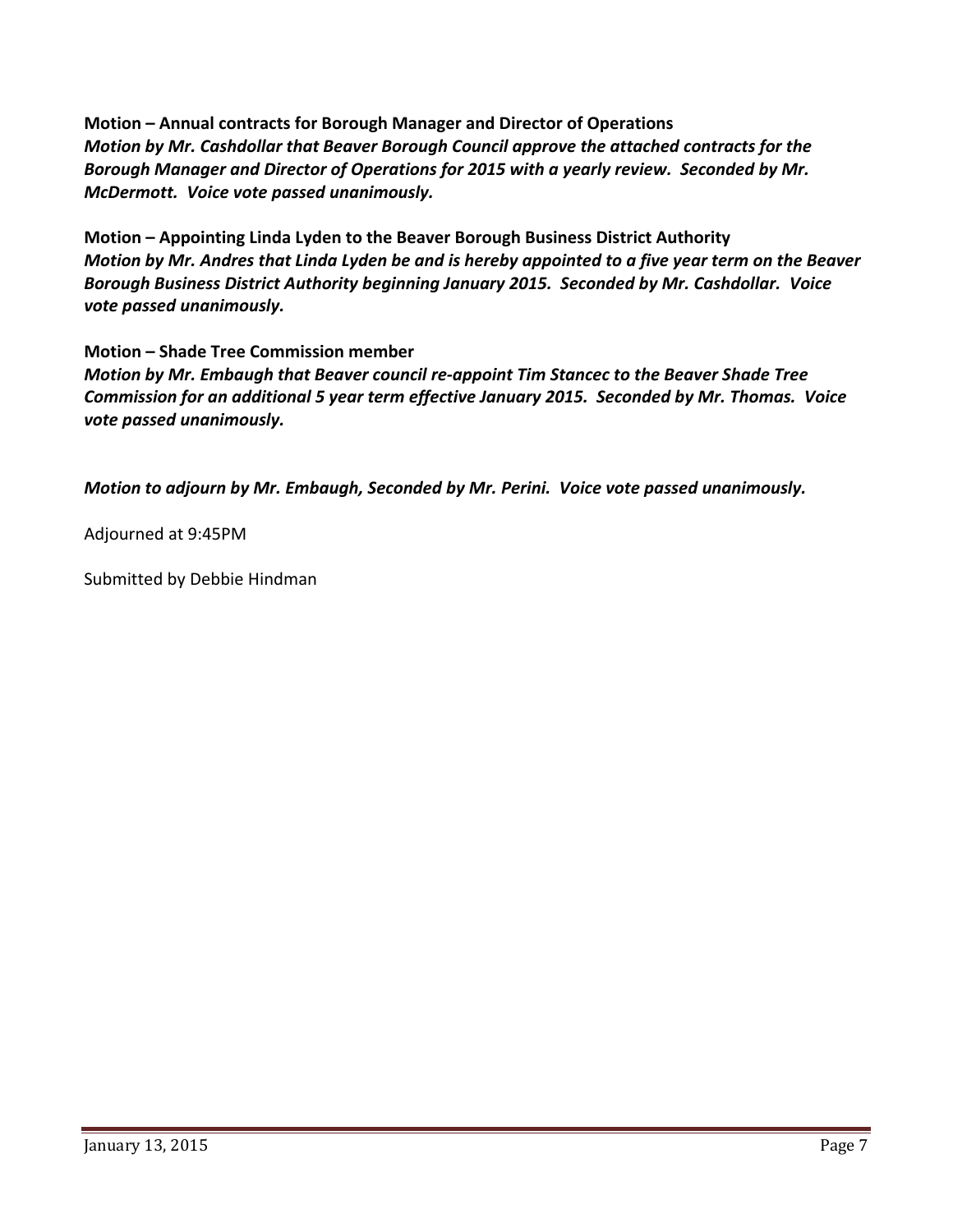**Motion – Annual contracts for Borough Manager and Director of Operations**
***Motion by Mr. Cashdollar that Beaver Borough Council approve the attached contracts for the Borough Manager and Director of Operations for 2015 with a yearly review. Seconded by Mr. McDermott. Voice vote passed unanimously.***

**Motion – Appointing Linda Lyden to the Beaver Borough Business District Authority**
***Motion by Mr. Andres that Linda Lyden be and is hereby appointed to a five year term on the Beaver Borough Business District Authority beginning January 2015. Seconded by Mr. Cashdollar. Voice vote passed unanimously.***

**Motion – Shade Tree Commission member**
***Motion by Mr. Embaugh that Beaver council re-appoint Tim Stancec to the Beaver Shade Tree Commission for an additional 5 year term effective January 2015. Seconded by Mr. Thomas. Voice vote passed unanimously.***

***Motion to adjourn by Mr. Embaugh, Seconded by Mr. Perini. Voice vote passed unanimously.***

Adjourned at 9:45PM

Submitted by Debbie Hindman